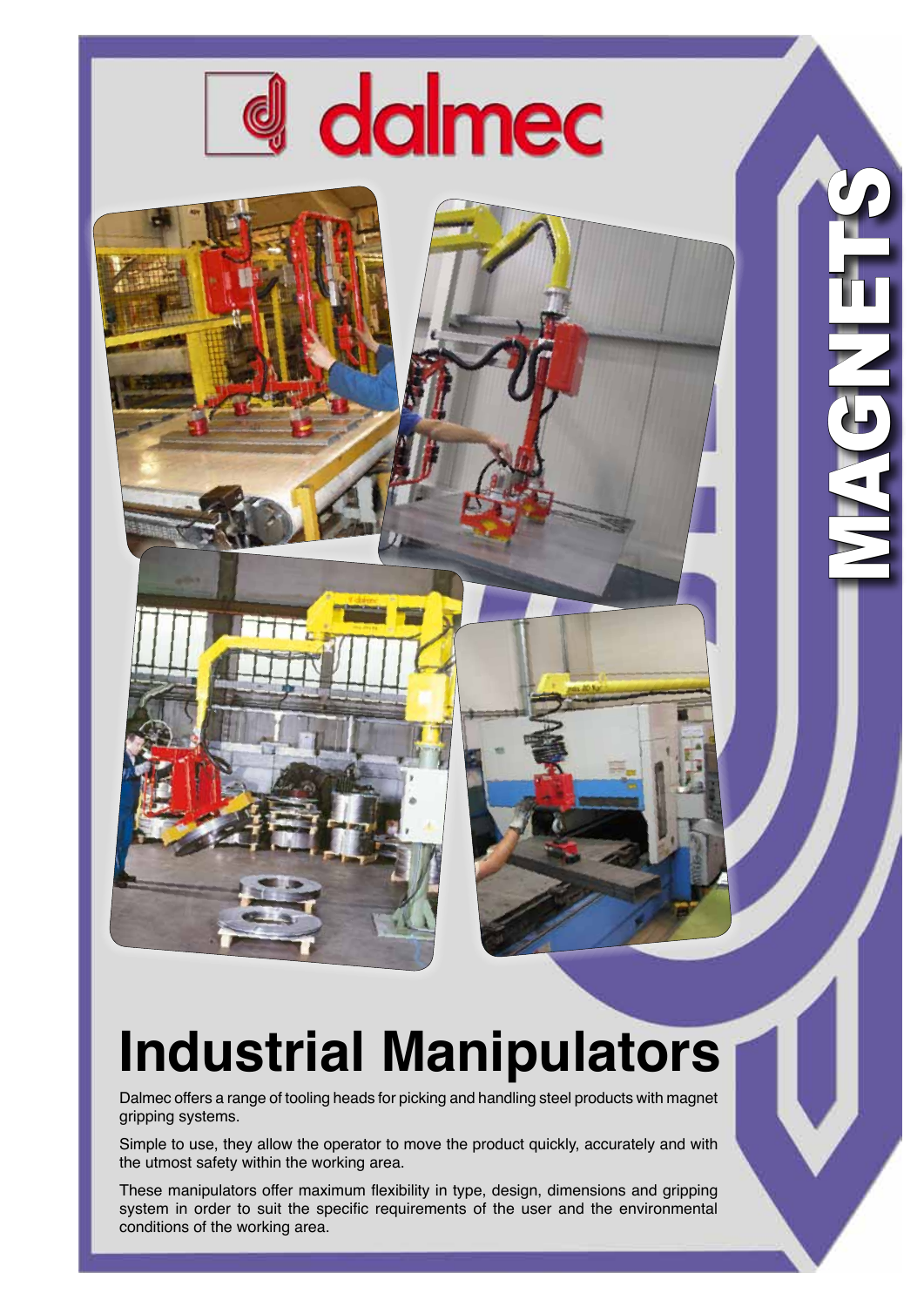dalmec

MAGNETS

# Industrial Manipulators

Dalmec offers a range of tooling heads for picking and handling steel products with magnet gripping systems.

Simple to use, they allow the operator to move the product quickly, accurately and with the utmost safety within the working area.

These manipulators offer maximum flexibility in type, design, dimensions and gripping system in order to suit the specific requirements of the user and the environmental conditions of the working area.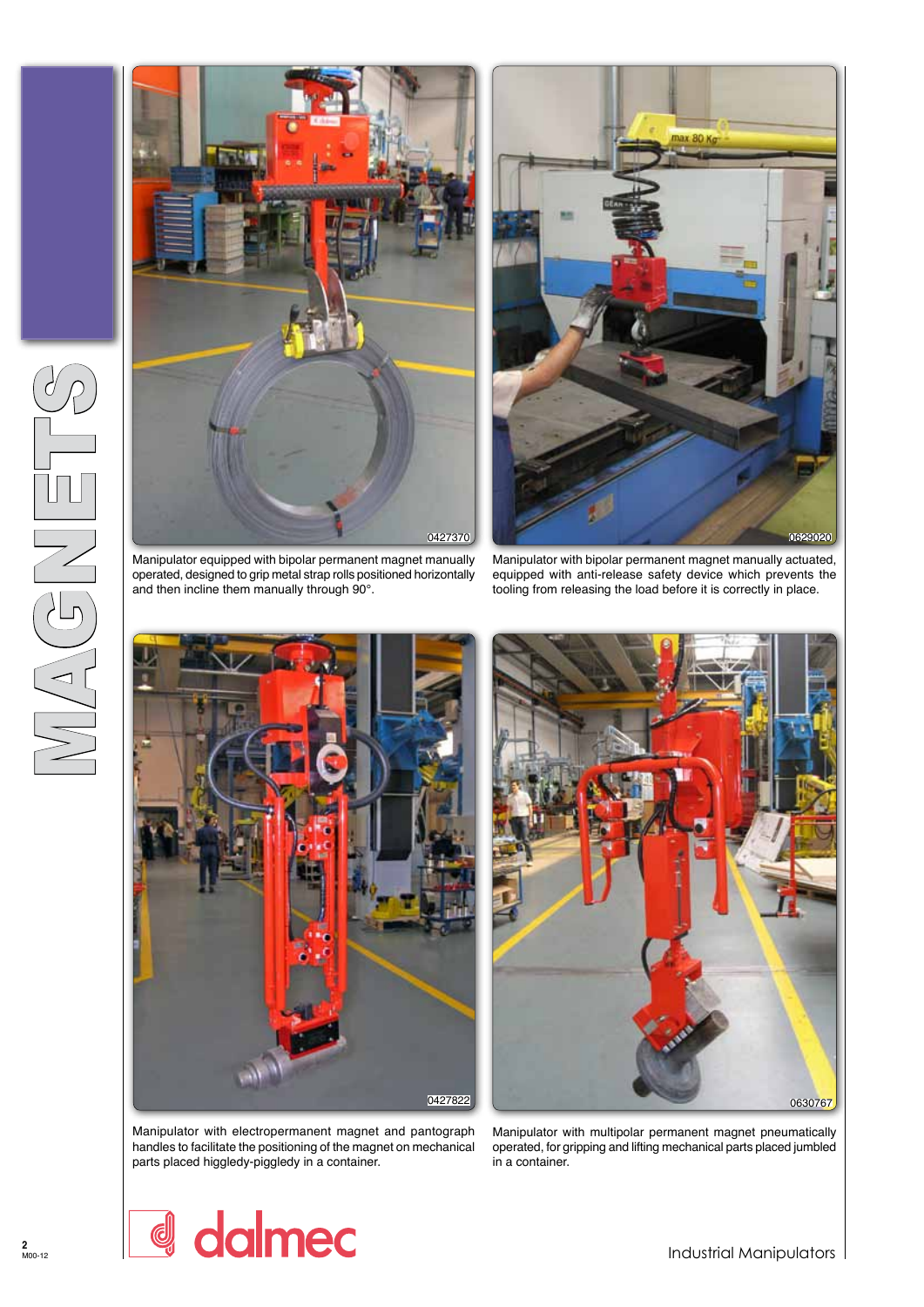# MAGNETS

0427370

Manipulator equipped with bipolar permanent magnet manually operated, designed to grip metal strap rolls positioned horizontally and then incline them manually through 90°.

0629020

Manipulator with bipolar permanent magnet manually actuated, equipped with anti-release safety device which prevents the tooling from releasing the load before it is correctly in place.

0427822

Manipulator with electropermanent magnet and pantograph handles to facilitate the positioning of the magnet on mechanical parts placed higgledy-piggledy in a container.

0630767

Manipulator with multipolar permanent magnet pneumatically operated, for gripping and lifting mechanical parts placed jumbled in a container.

dalmec

Industrial Manipulators

M00-12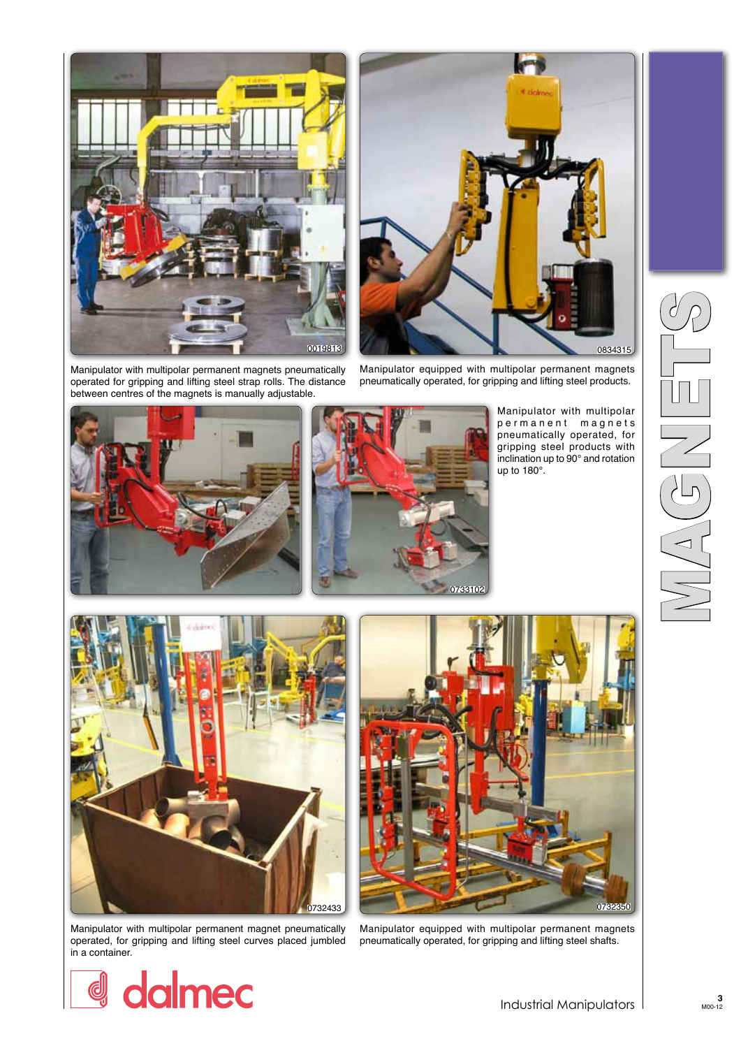# MAGNETS

Manipulator with multipolar permanent magnets pneumatically operated for gripping and lifting steel strap rolls. The distance between centres of the magnets is manually adjustable.

Manipulator equipped with multipolar permanent magnets pneumatically operated, for gripping and lifting steel products.

Manipulator with multipolar permanent magnets pneumatically operated, for gripping steel products with inclination up to 90° and rotation up to 180°.

Manipulator with multipolar permanent magnet pneumatically operated, for gripping and lifting steel curves placed jumbled in a container.

Manipulator equipped with multipolar permanent magnets pneumatically operated, for gripping and lifting steel shafts.

dalmec

Industrial Manipulators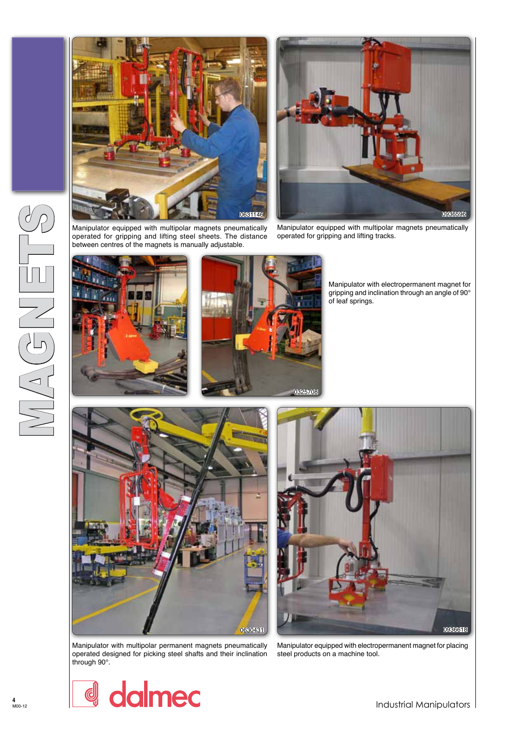# MAGNETS

0631146

Manipulator equipped with multipolar magnets pneumatically operated for gripping and lifting steel sheets. The distance between centres of the magnets is manually adjustable.

0936596

Manipulator equipped with multipolar magnets pneumatically operated for gripping and lifting tracks.

0325708

Manipulator with electropermanent magnet for gripping and inclination through an angle of 90° of leaf springs.

0630431

Manipulator with multipolar permanent magnets pneumatically operated designed for picking steel shafts and their inclination through 90°.

0936618

Manipulator equipped with electropermanent magnet for placing steel products on a machine tool.

dalmec

Industrial Manipulators

M00-12